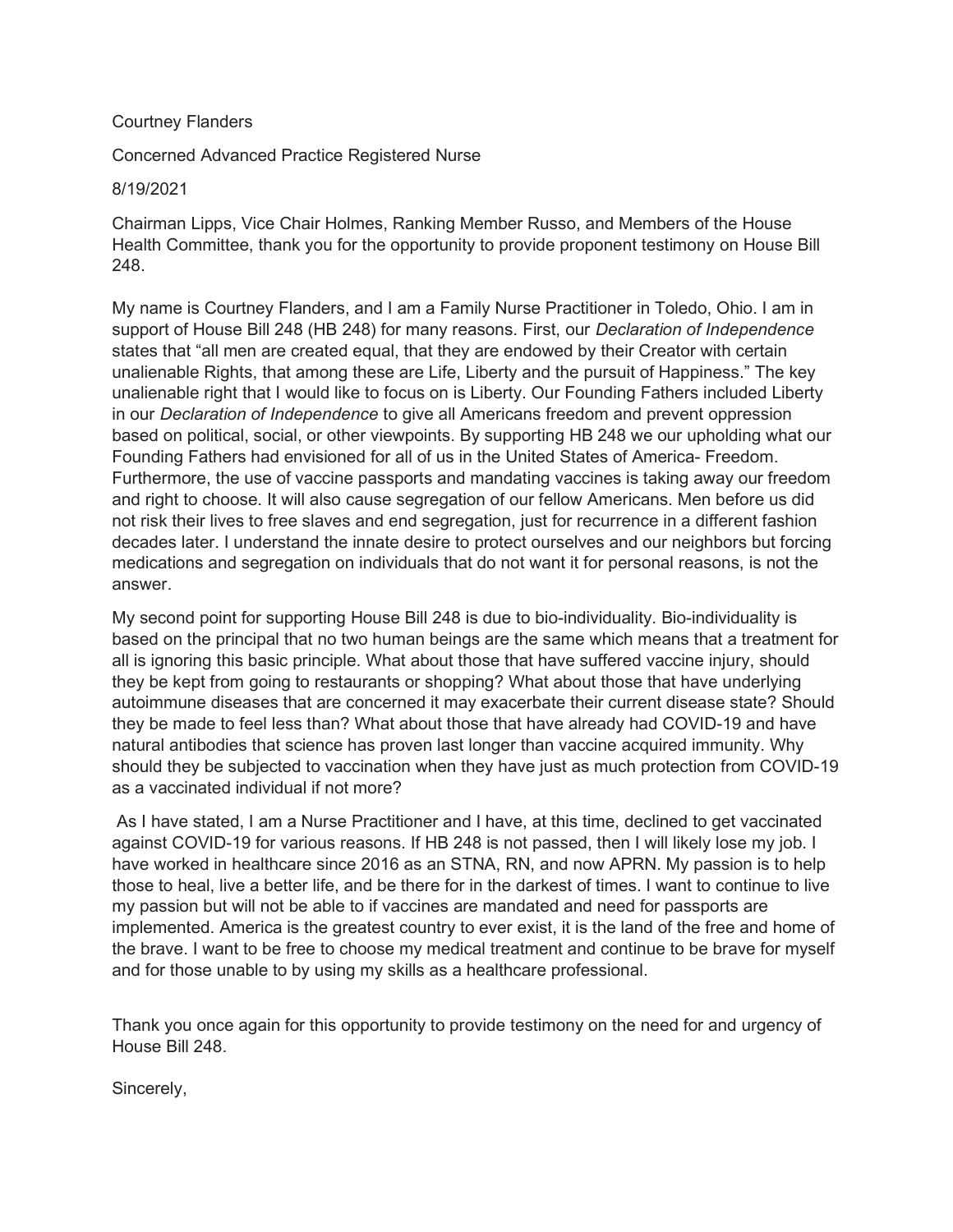Courtney Flanders

Concerned Advanced Practice Registered Nurse

8/19/2021

Chairman Lipps, Vice Chair Holmes, Ranking Member Russo, and Members of the House Health Committee, thank you for the opportunity to provide proponent testimony on House Bill 248.

My name is Courtney Flanders, and I am a Family Nurse Practitioner in Toledo, Ohio. I am in support of House Bill 248 (HB 248) for many reasons. First, our *Declaration of Independence* states that "all men are created equal, that they are endowed by their Creator with certain unalienable Rights, that among these are Life, Liberty and the pursuit of Happiness." The key unalienable right that I would like to focus on is Liberty. Our Founding Fathers included Liberty in our *Declaration of Independence* to give all Americans freedom and prevent oppression based on political, social, or other viewpoints. By supporting HB 248 we our upholding what our Founding Fathers had envisioned for all of us in the United States of America- Freedom. Furthermore, the use of vaccine passports and mandating vaccines is taking away our freedom and right to choose. It will also cause segregation of our fellow Americans. Men before us did not risk their lives to free slaves and end segregation, just for recurrence in a different fashion decades later. I understand the innate desire to protect ourselves and our neighbors but forcing medications and segregation on individuals that do not want it for personal reasons, is not the answer.

My second point for supporting House Bill 248 is due to bio-individuality. Bio-individuality is based on the principal that no two human beings are the same which means that a treatment for all is ignoring this basic principle. What about those that have suffered vaccine injury, should they be kept from going to restaurants or shopping? What about those that have underlying autoimmune diseases that are concerned it may exacerbate their current disease state? Should they be made to feel less than? What about those that have already had COVID-19 and have natural antibodies that science has proven last longer than vaccine acquired immunity. Why should they be subjected to vaccination when they have just as much protection from COVID-19 as a vaccinated individual if not more?

As I have stated, I am a Nurse Practitioner and I have, at this time, declined to get vaccinated against COVID-19 for various reasons. If HB 248 is not passed, then I will likely lose my job. I have worked in healthcare since 2016 as an STNA, RN, and now APRN. My passion is to help those to heal, live a better life, and be there for in the darkest of times. I want to continue to live my passion but will not be able to if vaccines are mandated and need for passports are implemented. America is the greatest country to ever exist, it is the land of the free and home of the brave. I want to be free to choose my medical treatment and continue to be brave for myself and for those unable to by using my skills as a healthcare professional.

Thank you once again for this opportunity to provide testimony on the need for and urgency of House Bill 248.

Sincerely,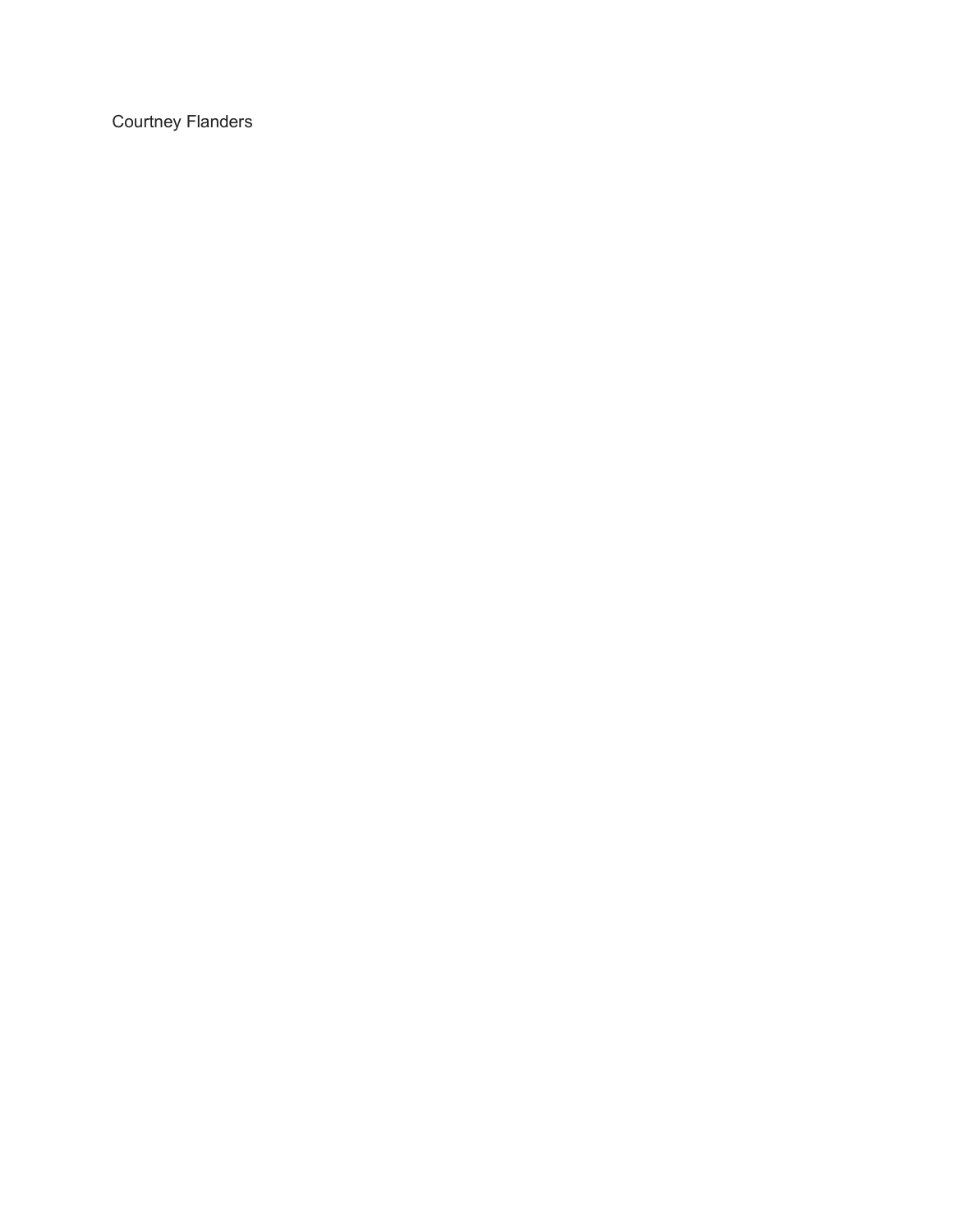Courtney Flanders